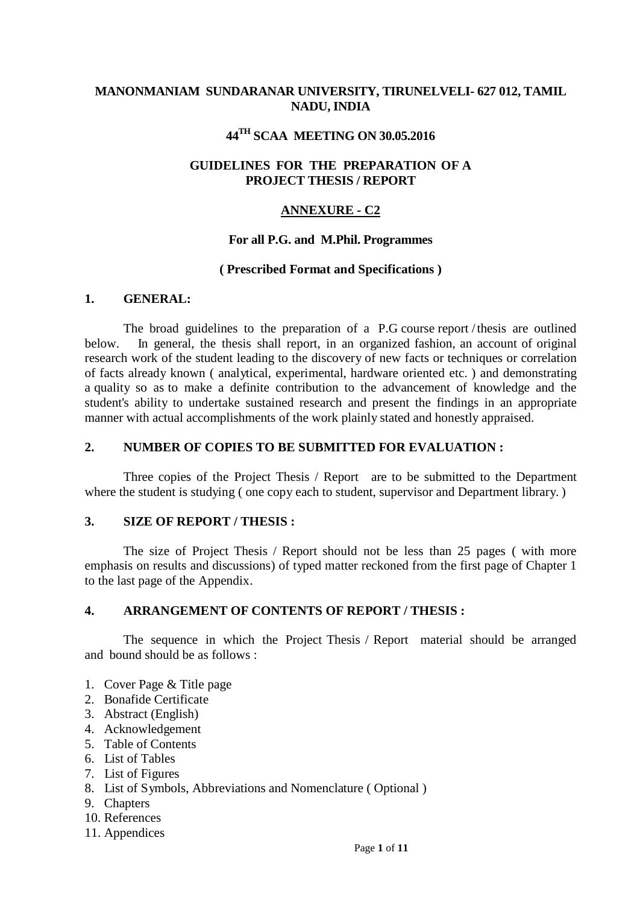**MANONMANIAM SUNDARANAR UNIVERSITY, TIRUNELVELI- 627 012, TAMIL NADU, INDIA**

**44TH SCAA MEETING ON 30.05.2016**

**GUIDELINES FOR THE PREPARATION OF A PROJECT THESIS / REPORT**

**ANNEXURE - C2**

**For all P.G. and M.Phil. Programmes**

**( Prescribed Format and Specifications )**

## 1. GENERAL:

The broad guidelines to the preparation of a P.G course report / thesis are outlined below. In general, the thesis shall report, in an organized fashion, an account of original research work of the student leading to the discovery of new facts or techniques or correlation of facts already known ( analytical, experimental, hardware oriented etc. ) and demonstrating a quality so as to make a definite contribution to the advancement of knowledge and the student's ability to undertake sustained research and present the findings in an appropriate manner with actual accomplishments of the work plainly stated and honestly appraised.

## 2. NUMBER OF COPIES TO BE SUBMITTED FOR EVALUATION :

Three copies of the Project Thesis / Report are to be submitted to the Department where the student is studying ( one copy each to student, supervisor and Department library. )

## 3. SIZE OF REPORT / THESIS :

The size of Project Thesis / Report should not be less than 25 pages ( with more emphasis on results and discussions) of typed matter reckoned from the first page of Chapter 1 to the last page of the Appendix.

## 4. ARRANGEMENT OF CONTENTS OF REPORT / THESIS :

The sequence in which the Project Thesis / Report material should be arranged and bound should be as follows :

1. Cover Page & Title page
2. Bonafide Certificate
3. Abstract (English)
4. Acknowledgement
5. Table of Contents
6. List of Tables
7. List of Figures
8. List of Symbols, Abbreviations and Nomenclature ( Optional )
9. Chapters
10. References
11. Appendices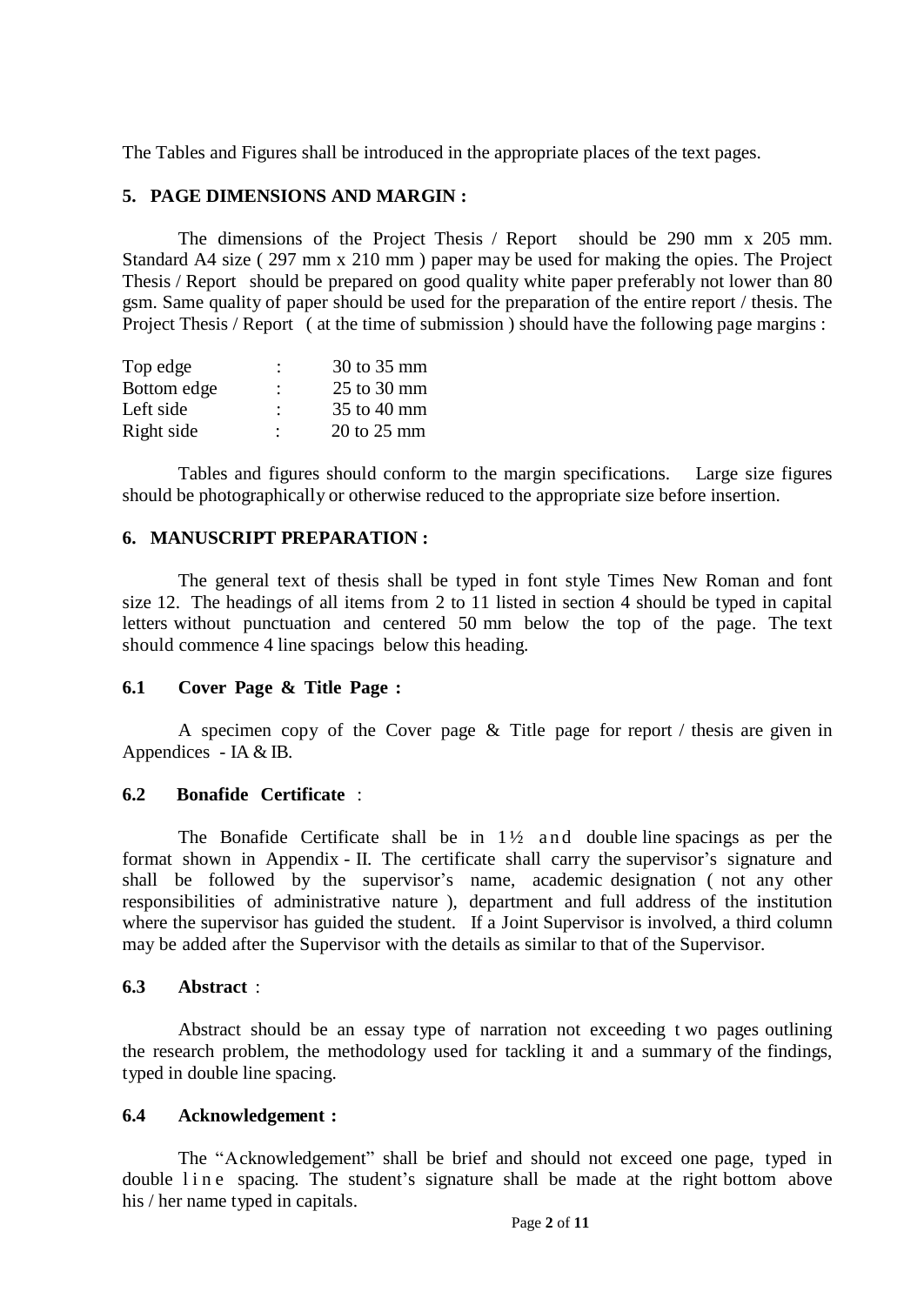The Tables and Figures shall be introduced in the appropriate places of the text pages.

## 5. PAGE DIMENSIONS AND MARGIN :

The dimensions of the Project Thesis / Report should be 290 mm x 205 mm. Standard A4 size ( 297 mm x 210 mm ) paper may be used for making the opies. The Project Thesis / Report should be prepared on good quality white paper preferably not lower than 80 gsm. Same quality of paper should be used for the preparation of the entire report / thesis. The Project Thesis / Report ( at the time of submission ) should have the following page margins :

| | | |
|---|---|---|
| Top edge | : | 30 to 35 mm |
| Bottom edge | : | 25 to 30 mm |
| Left side | : | 35 to 40 mm |
| Right side | : | 20 to 25 mm |

Tables and figures should conform to the margin specifications. Large size figures should be photographically or otherwise reduced to the appropriate size before insertion.

## 6. MANUSCRIPT PREPARATION :

The general text of thesis shall be typed in font style Times New Roman and font size 12. The headings of all items from 2 to 11 listed in section 4 should be typed in capital letters without punctuation and centered 50 mm below the top of the page. The text should commence 4 line spacings below this heading.

### 6.1 Cover Page & Title Page :

A specimen copy of the Cover page & Title page for report / thesis are given in Appendices - IA & IB.

### 6.2 Bonafide Certificate :

The Bonafide Certificate shall be in 1½ and double line spacings as per the format shown in Appendix - II. The certificate shall carry the supervisor's signature and shall be followed by the supervisor's name, academic designation ( not any other responsibilities of administrative nature ), department and full address of the institution where the supervisor has guided the student. If a Joint Supervisor is involved, a third column may be added after the Supervisor with the details as similar to that of the Supervisor.

### 6.3 Abstract :

Abstract should be an essay type of narration not exceeding two pages outlining the research problem, the methodology used for tackling it and a summary of the findings, typed in double line spacing.

### 6.4 Acknowledgement :

The "Acknowledgement" shall be brief and should not exceed one page, typed in double line spacing. The student's signature shall be made at the right bottom above his / her name typed in capitals.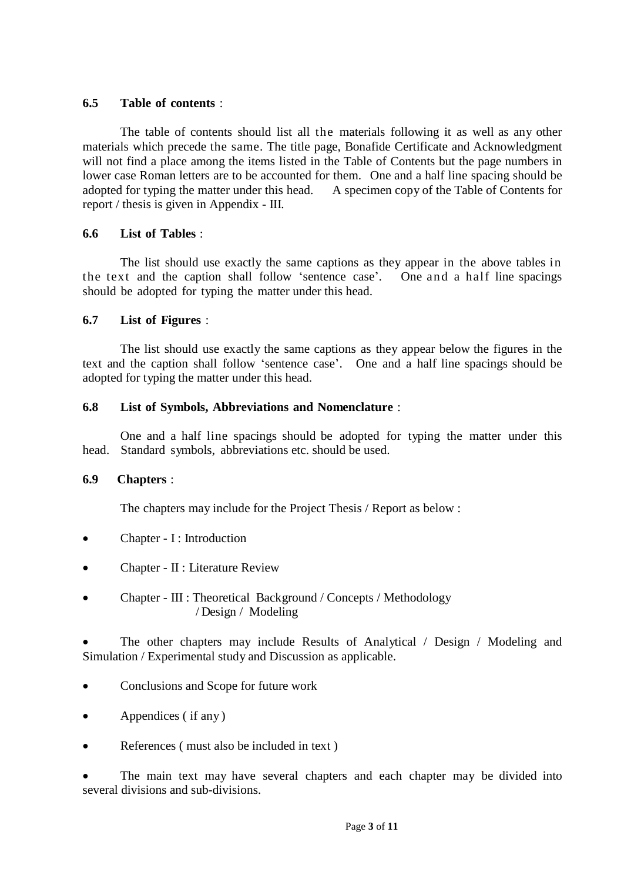### 6.5 Table of contents :

The table of contents should list all the materials following it as well as any other materials which precede the same. The title page, Bonafide Certificate and Acknowledgment will not find a place among the items listed in the Table of Contents but the page numbers in lower case Roman letters are to be accounted for them. One and a half line spacing should be adopted for typing the matter under this head. A specimen copy of the Table of Contents for report / thesis is given in Appendix - III.

### 6.6 List of Tables :

The list should use exactly the same captions as they appear in the above tables in the text and the caption shall follow 'sentence case'. One and a half line spacings should be adopted for typing the matter under this head.

### 6.7 List of Figures :

The list should use exactly the same captions as they appear below the figures in the text and the caption shall follow 'sentence case'. One and a half line spacings should be adopted for typing the matter under this head.

### 6.8 List of Symbols, Abbreviations and Nomenclature :

One and a half line spacings should be adopted for typing the matter under this head. Standard symbols, abbreviations etc. should be used.

### 6.9 Chapters :

The chapters may include for the Project Thesis / Report as below :

- Chapter - I : Introduction
- Chapter - II : Literature Review
- Chapter - III : Theoretical Background / Concepts / Methodology / Design / Modeling
- The other chapters may include Results of Analytical / Design / Modeling and Simulation / Experimental study and Discussion as applicable.
- Conclusions and Scope for future work
- Appendices ( if any )
- References ( must also be included in text )
- The main text may have several chapters and each chapter may be divided into several divisions and sub-divisions.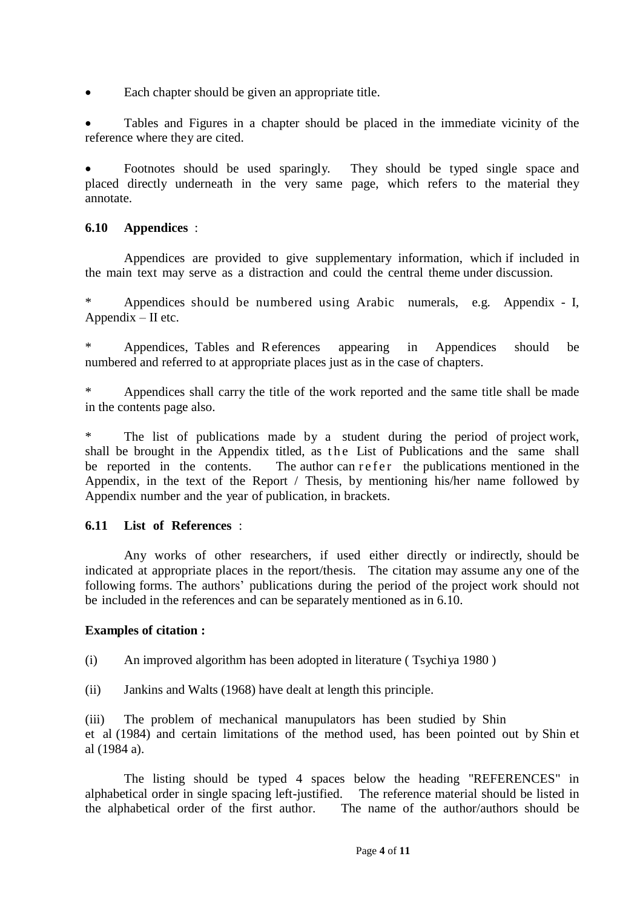- Each chapter should be given an appropriate title.

- Tables and Figures in a chapter should be placed in the immediate vicinity of the reference where they are cited.

- Footnotes should be used sparingly. They should be typed single space and placed directly underneath in the very same page, which refers to the material they annotate.

### 6.10 Appendices :

Appendices are provided to give supplementary information, which if included in the main text may serve as a distraction and could the central theme under discussion.

* Appendices should be numbered using Arabic numerals, e.g. Appendix - I, Appendix – II etc.

* Appendices, Tables and References appearing in Appendices should be numbered and referred to at appropriate places just as in the case of chapters.

* Appendices shall carry the title of the work reported and the same title shall be made in the contents page also.

* The list of publications made by a student during the period of project work, shall be brought in the Appendix titled, as the List of Publications and the same shall be reported in the contents. The author can refer the publications mentioned in the Appendix, in the text of the Report / Thesis, by mentioning his/her name followed by Appendix number and the year of publication, in brackets.

### 6.11 List of References :

Any works of other researchers, if used either directly or indirectly, should be indicated at appropriate places in the report/thesis. The citation may assume any one of the following forms. The authors' publications during the period of the project work should not be included in the references and can be separately mentioned as in 6.10.

**Examples of citation :**

(i) An improved algorithm has been adopted in literature ( Tsychiya 1980 )

(ii) Jankins and Walts (1968) have dealt at length this principle.

(iii) The problem of mechanical manupulators has been studied by Shin et al (1984) and certain limitations of the method used, has been pointed out by Shin et al (1984 a).

The listing should be typed 4 spaces below the heading "REFERENCES" in alphabetical order in single spacing left-justified. The reference material should be listed in the alphabetical order of the first author. The name of the author/authors should be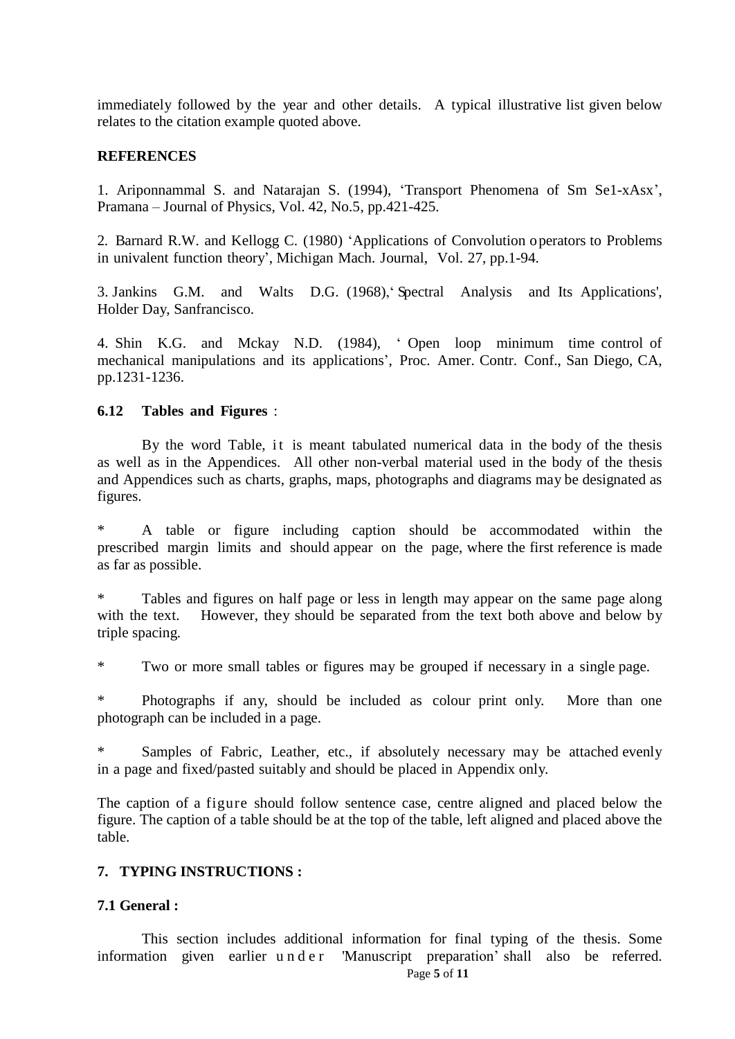immediately followed by the year and other details. A typical illustrative list given below relates to the citation example quoted above.

**REFERENCES**

1. Ariponnammal S. and Natarajan S. (1994), 'Transport Phenomena of Sm Se1-xAsx', Pramana – Journal of Physics, Vol. 42, No.5, pp.421-425.

2. Barnard R.W. and Kellogg C. (1980) 'Applications of Convolution operators to Problems in univalent function theory', Michigan Mach. Journal, Vol. 27, pp.1-94.

3. Jankins G.M. and Walts D.G. (1968), 'Spectral Analysis and Its Applications', Holder Day, Sanfrancisco.

4. Shin K.G. and Mckay N.D. (1984), ' Open loop minimum time control of mechanical manipulations and its applications', Proc. Amer. Contr. Conf., San Diego, CA, pp.1231-1236.

**6.12 Tables and Figures** :

By the word Table, it is meant tabulated numerical data in the body of the thesis as well as in the Appendices. All other non-verbal material used in the body of the thesis and Appendices such as charts, graphs, maps, photographs and diagrams may be designated as figures.

\* A table or figure including caption should be accommodated within the prescribed margin limits and should appear on the page, where the first reference is made as far as possible.

\* Tables and figures on half page or less in length may appear on the same page along with the text. However, they should be separated from the text both above and below by triple spacing.

\* Two or more small tables or figures may be grouped if necessary in a single page.

\* Photographs if any, should be included as colour print only. More than one photograph can be included in a page.

\* Samples of Fabric, Leather, etc., if absolutely necessary may be attached evenly in a page and fixed/pasted suitably and should be placed in Appendix only.

The caption of a figure should follow sentence case, centre aligned and placed below the figure. The caption of a table should be at the top of the table, left aligned and placed above the table.

**7. TYPING INSTRUCTIONS :**

**7.1 General :**

This section includes additional information for final typing of the thesis. Some information given earlier under 'Manuscript preparation' shall also be referred.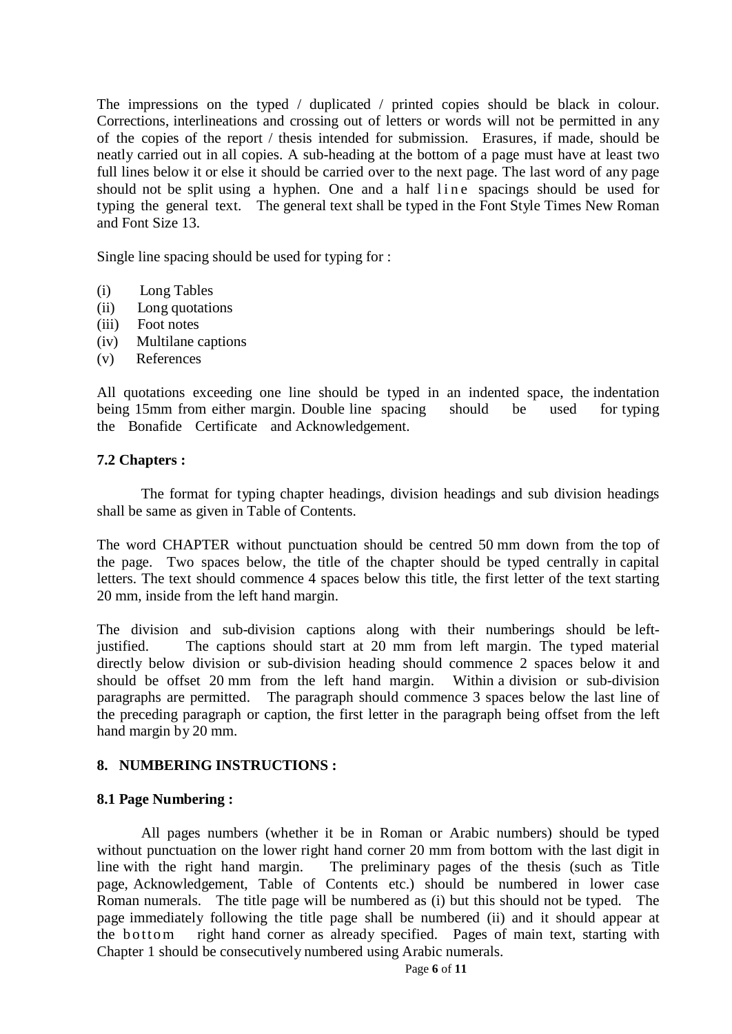The impressions on the typed / duplicated / printed copies should be black in colour. Corrections, interlineations and crossing out of letters or words will not be permitted in any of the copies of the report / thesis intended for submission. Erasures, if made, should be neatly carried out in all copies. A sub-heading at the bottom of a page must have at least two full lines below it or else it should be carried over to the next page. The last word of any page should not be split using a hyphen. One and a half line spacings should be used for typing the general text. The general text shall be typed in the Font Style Times New Roman and Font Size 13.

Single line spacing should be used for typing for :

(i) Long Tables
(ii) Long quotations
(iii) Foot notes
(iv) Multilane captions
(v) References

All quotations exceeding one line should be typed in an indented space, the indentation being 15mm from either margin. Double line spacing should be used for typing the Bonafide Certificate and Acknowledgement.

**7.2 Chapters :**

The format for typing chapter headings, division headings and sub division headings shall be same as given in Table of Contents.

The word CHAPTER without punctuation should be centred 50 mm down from the top of the page. Two spaces below, the title of the chapter should be typed centrally in capital letters. The text should commence 4 spaces below this title, the first letter of the text starting 20 mm, inside from the left hand margin.

The division and sub-division captions along with their numberings should be left-justified. The captions should start at 20 mm from left margin. The typed material directly below division or sub-division heading should commence 2 spaces below it and should be offset 20 mm from the left hand margin. Within a division or sub-division paragraphs are permitted. The paragraph should commence 3 spaces below the last line of the preceding paragraph or caption, the first letter in the paragraph being offset from the left hand margin by 20 mm.

**8. NUMBERING INSTRUCTIONS :**

**8.1 Page Numbering :**

All pages numbers (whether it be in Roman or Arabic numbers) should be typed without punctuation on the lower right hand corner 20 mm from bottom with the last digit in line with the right hand margin. The preliminary pages of the thesis (such as Title page, Acknowledgement, Table of Contents etc.) should be numbered in lower case Roman numerals. The title page will be numbered as (i) but this should not be typed. The page immediately following the title page shall be numbered (ii) and it should appear at the bottom right hand corner as already specified. Pages of main text, starting with Chapter 1 should be consecutively numbered using Arabic numerals.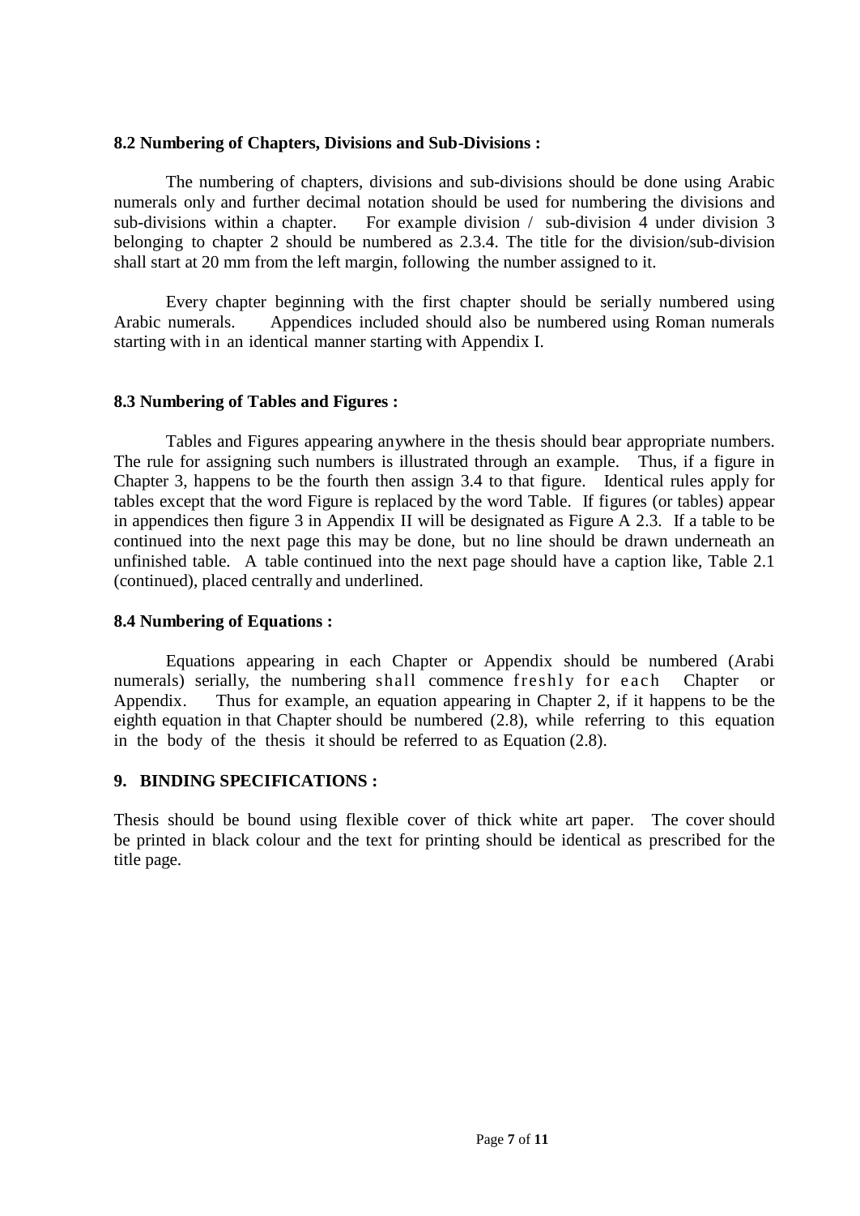### 8.2 Numbering of Chapters, Divisions and Sub-Divisions :

The numbering of chapters, divisions and sub-divisions should be done using Arabic numerals only and further decimal notation should be used for numbering the divisions and sub-divisions within a chapter. For example division / sub-division 4 under division 3 belonging to chapter 2 should be numbered as 2.3.4. The title for the division/sub-division shall start at 20 mm from the left margin, following the number assigned to it.

Every chapter beginning with the first chapter should be serially numbered using Arabic numerals. Appendices included should also be numbered using Roman numerals starting with in an identical manner starting with Appendix I.

### 8.3 Numbering of Tables and Figures :

Tables and Figures appearing anywhere in the thesis should bear appropriate numbers. The rule for assigning such numbers is illustrated through an example. Thus, if a figure in Chapter 3, happens to be the fourth then assign 3.4 to that figure. Identical rules apply for tables except that the word Figure is replaced by the word Table. If figures (or tables) appear in appendices then figure 3 in Appendix II will be designated as Figure A 2.3. If a table to be continued into the next page this may be done, but no line should be drawn underneath an unfinished table. A table continued into the next page should have a caption like, Table 2.1 (continued), placed centrally and underlined.

### 8.4 Numbering of Equations :

Equations appearing in each Chapter or Appendix should be numbered (Arabi numerals) serially, the numbering shall commence freshly for each Chapter or Appendix. Thus for example, an equation appearing in Chapter 2, if it happens to be the eighth equation in that Chapter should be numbered (2.8), while referring to this equation in the body of the thesis it should be referred to as Equation (2.8).

## 9. BINDING SPECIFICATIONS :

Thesis should be bound using flexible cover of thick white art paper. The cover should be printed in black colour and the text for printing should be identical as prescribed for the title page.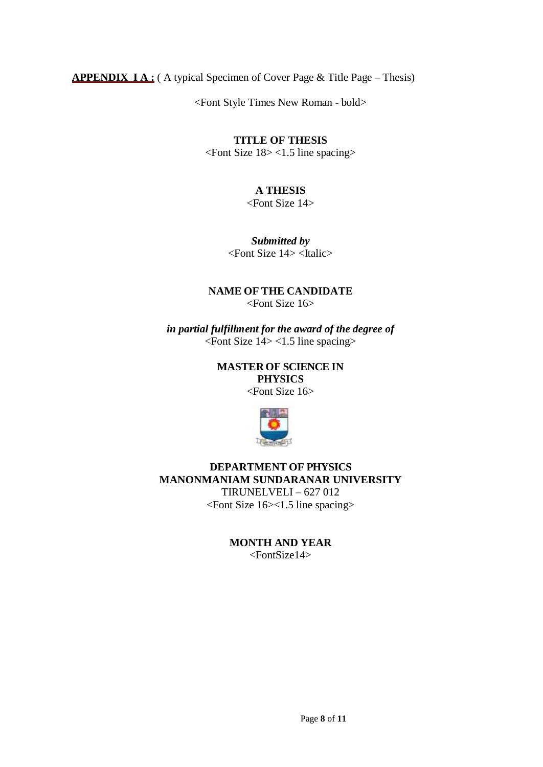**APPENDIX I A :** ( A typical Specimen of Cover Page & Title Page – Thesis)

<Font Style Times New Roman - bold>

**TITLE OF THESIS**
<Font Size 18> <1.5 line spacing>

**A THESIS**
<Font Size 14>

***Submitted by***
<Font Size 14> <Italic>

**NAME OF THE CANDIDATE**
<Font Size 16>

***in partial fulfillment for the award of the degree of***
<Font Size 14> <1.5 line spacing>

**MASTER OF SCIENCE IN**
**PHYSICS**
<Font Size 16>

**DEPARTMENT OF PHYSICS**
**MANONMANIAM SUNDARANAR UNIVERSITY**
TIRUNELVELI – 627 012
<Font Size 16><1.5 line spacing>

**MONTH AND YEAR**
<FontSize14>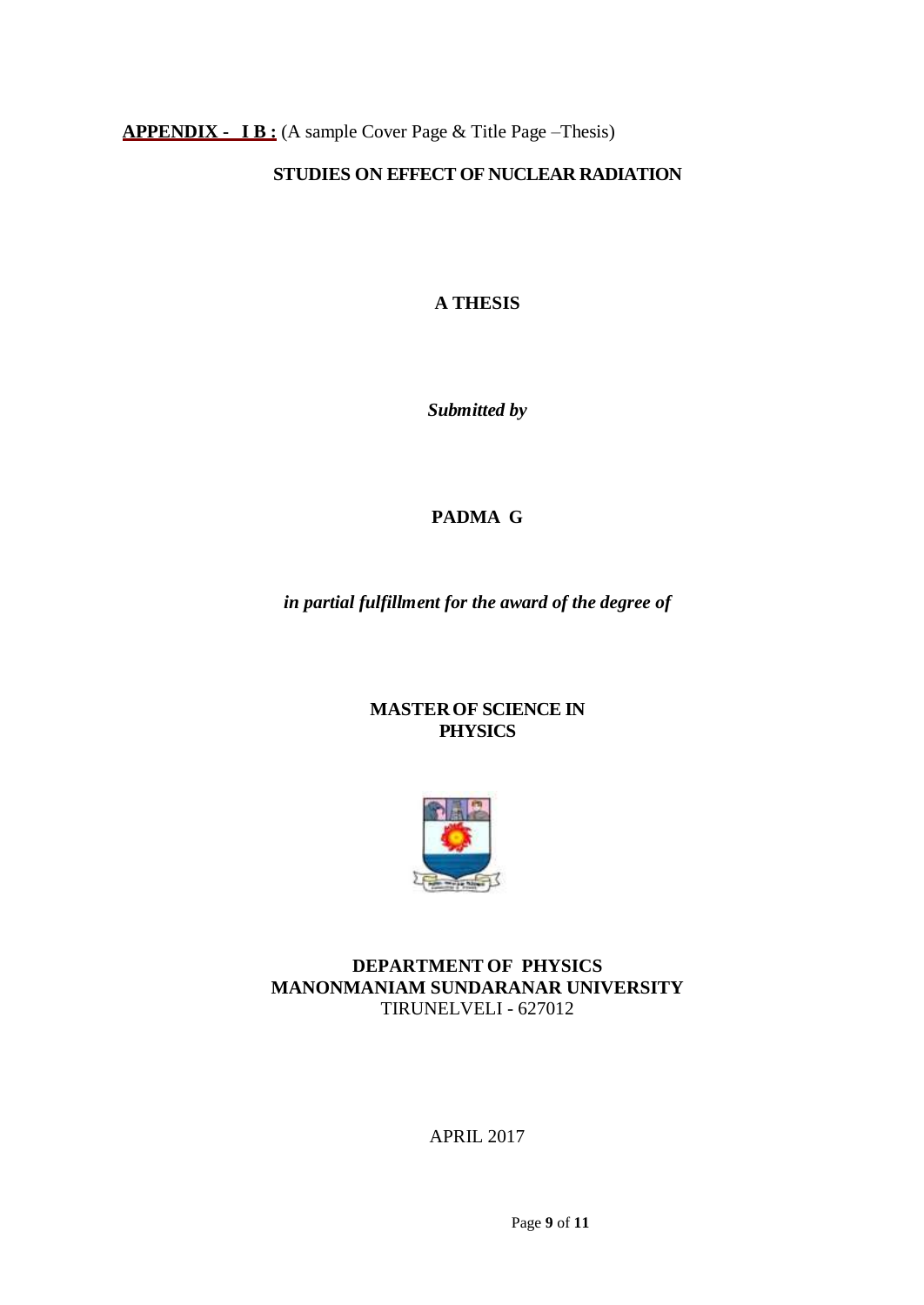**APPENDIX - I B :** (A sample Cover Page & Title Page –Thesis)

**STUDIES ON EFFECT OF NUCLEAR RADIATION**

**A THESIS**

***Submitted by***

**PADMA G**

***in partial fulfillment for the award of the degree of***

**MASTER OF SCIENCE IN PHYSICS**

**DEPARTMENT OF PHYSICS**
**MANONMANIAM SUNDARANAR UNIVERSITY**
TIRUNELVELI - 627012

APRIL 2017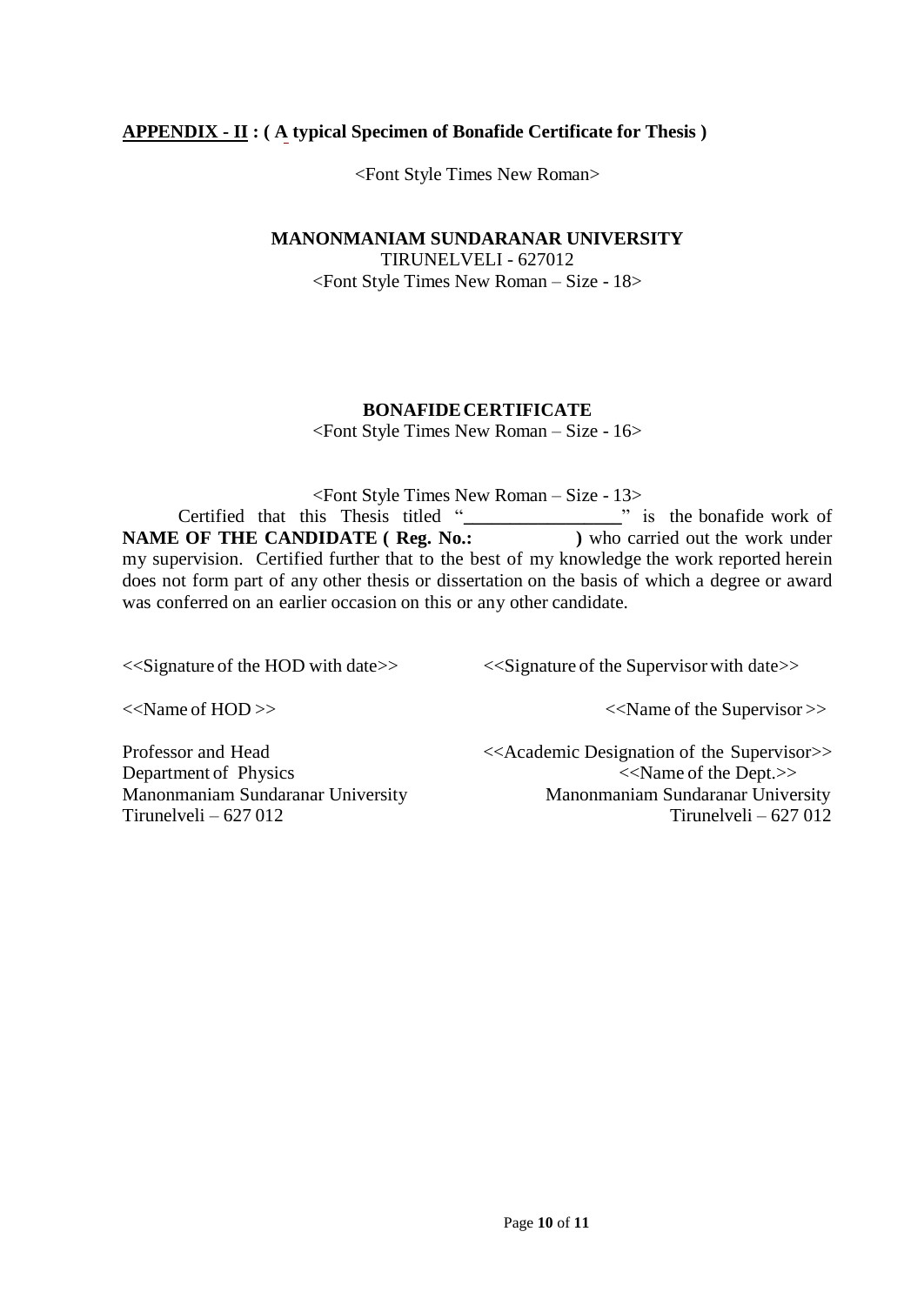**APPENDIX - II : ( A typical Specimen of Bonafide Certificate for Thesis )**

<Font Style Times New Roman>

**MANONMANIAM SUNDARANAR UNIVERSITY**

TIRUNELVELI - 627012

<Font Style Times New Roman – Size - 18>

**BONAFIDE CERTIFICATE**

<Font Style Times New Roman – Size - 16>

<Font Style Times New Roman – Size - 13>

Certified that this Thesis titled "________________" is the bonafide work of **NAME OF THE CANDIDATE ( Reg. No.:                )** who carried out the work under my supervision. Certified further that to the best of my knowledge the work reported herein does not form part of any other thesis or dissertation on the basis of which a degree or award was conferred on an earlier occasion on this or any other candidate.

<<Signature of the HOD with date>>

<<Name of HOD >>

Professor and Head
Department of Physics
Manonmaniam Sundaranar University
Tirunelveli – 627 012

<<Signature of the Supervisor with date>>

<<Name of the Supervisor >>

<<Academic Designation of the Supervisor>>
<<Name of the Dept.>>
Manonmaniam Sundaranar University
Tirunelveli – 627 012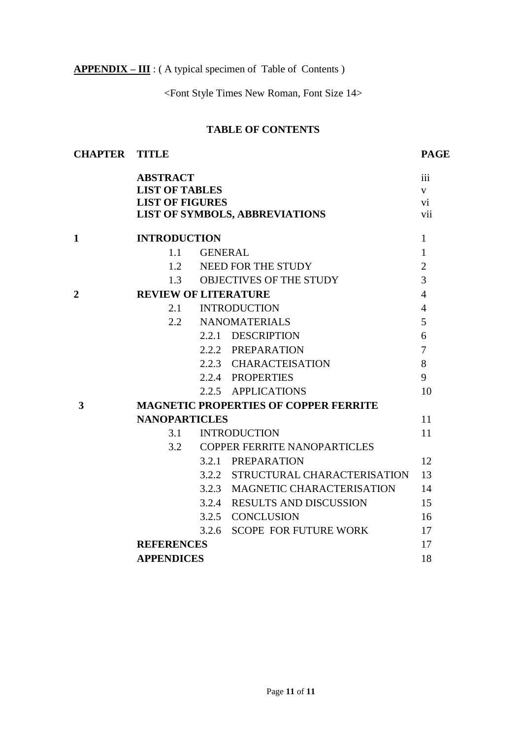**APPENDIX – III** : ( A typical specimen of Table of Contents )

<Font Style Times New Roman, Font Size 14>

## TABLE OF CONTENTS

| CHAPTER | TITLE | | | PAGE |
|---|---|---|---|---|
| | **ABSTRACT** | | | iii |
| | **LIST OF TABLES** | | | v |
| | **LIST OF FIGURES** | | | vi |
| | **LIST OF SYMBOLS, ABBREVIATIONS** | | | vii |
| **1** | **INTRODUCTION** | | | 1 |
| | 1.1 | GENERAL | | 1 |
| | 1.2 | NEED FOR THE STUDY | | 2 |
| | 1.3 | OBJECTIVES OF THE STUDY | | 3 |
| **2** | **REVIEW OF LITERATURE** | | | 4 |
| | 2.1 | INTRODUCTION | | 4 |
| | 2.2 | NANOMATERIALS | | 5 |
| | | 2.2.1 | DESCRIPTION | 6 |
| | | 2.2.2 | PREPARATION | 7 |
| | | 2.2.3 | CHARACTEISATION | 8 |
| | | 2.2.4 | PROPERTIES | 9 |
| | | 2.2.5 | APPLICATIONS | 10 |
| **3** | **MAGNETIC PROPERTIES OF COPPER FERRITE NANOPARTICLES** | | | 11 |
| | 3.1 | INTRODUCTION | | 11 |
| | 3.2 | COPPER FERRITE NANOPARTICLES | | |
| | | 3.2.1 | PREPARATION | 12 |
| | | 3.2.2 | STRUCTURAL CHARACTERISATION | 13 |
| | | 3.2.3 | MAGNETIC CHARACTERISATION | 14 |
| | | 3.2.4 | RESULTS AND DISCUSSION | 15 |
| | | 3.2.5 | CONCLUSION | 16 |
| | | 3.2.6 | SCOPE FOR FUTURE WORK | 17 |
| | **REFERENCES** | | | 17 |
| | **APPENDICES** | | | 18 |